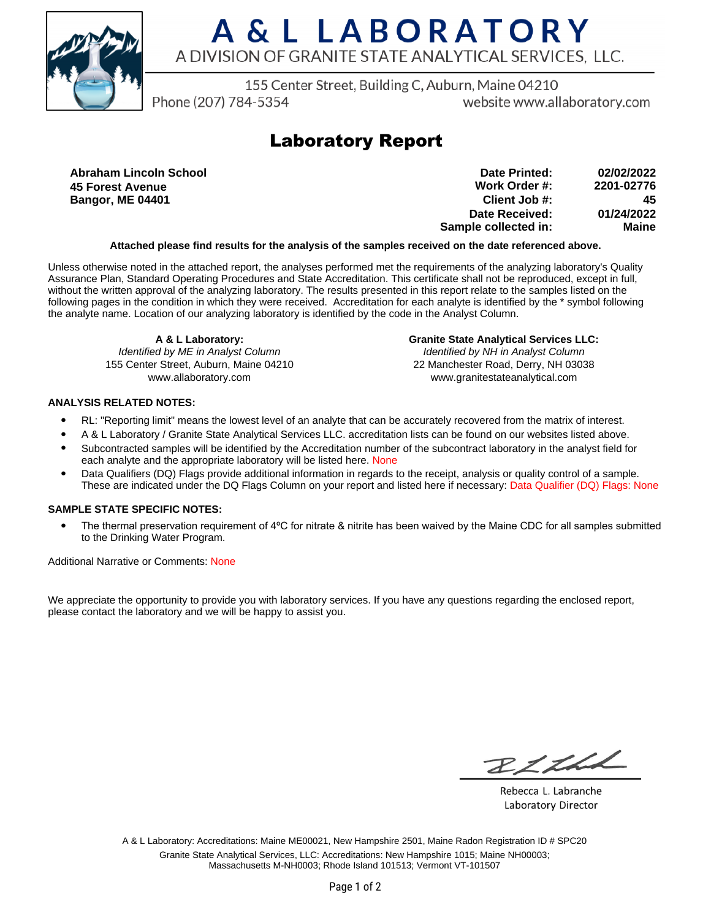# A & L LABORATORY

A DIVISION OF GRANITE STATE ANALYTICAL SERVICES, LLC.

155 Center Street, Building C, Auburn, Maine 04210

Phone (207) 784-5354 website www.allaboratory.com

## Laboratory Report

**Abraham Lincoln School**
**45 Forest Avenue**
**Bangor, ME 04401**

| | |
|---|---|
| **Date Printed:** | **02/02/2022** |
| **Work Order #:** | **2201-02776** |
| **Client Job #:** | **45** |
| **Date Received:** | **01/24/2022** |
| **Sample collected in:** | **Maine** |

**Attached please find results for the analysis of the samples received on the date referenced above.**

Unless otherwise noted in the attached report, the analyses performed met the requirements of the analyzing laboratory's Quality Assurance Plan, Standard Operating Procedures and State Accreditation. This certificate shall not be reproduced, except in full, without the written approval of the analyzing laboratory. The results presented in this report relate to the samples listed on the following pages in the condition in which they were received. Accreditation for each analyte is identified by the * symbol following the analyte name. Location of our analyzing laboratory is identified by the code in the Analyst Column.

**A & L Laboratory:**
*Identified by ME in Analyst Column*
155 Center Street, Auburn, Maine 04210
www.allaboratory.com

**Granite State Analytical Services LLC:**
*Identified by NH in Analyst Column*
22 Manchester Road, Derry, NH 03038
www.granitestateanalytical.com

**ANALYSIS RELATED NOTES:**

- RL: "Reporting limit" means the lowest level of an analyte that can be accurately recovered from the matrix of interest.
- A & L Laboratory / Granite State Analytical Services LLC. accreditation lists can be found on our websites listed above.
- Subcontracted samples will be identified by the Accreditation number of the subcontract laboratory in the analyst field for each analyte and the appropriate laboratory will be listed here. None
- Data Qualifiers (DQ) Flags provide additional information in regards to the receipt, analysis or quality control of a sample. These are indicated under the DQ Flags Column on your report and listed here if necessary: Data Qualifier (DQ) Flags: None

**SAMPLE STATE SPECIFIC NOTES:**

- The thermal preservation requirement of 4ºC for nitrate & nitrite has been waived by the Maine CDC for all samples submitted to the Drinking Water Program.

Additional Narrative or Comments: None

We appreciate the opportunity to provide you with laboratory services. If you have any questions regarding the enclosed report, please contact the laboratory and we will be happy to assist you.

Rebecca L. Labranche
Laboratory Director

A & L Laboratory: Accreditations: Maine ME00021, New Hampshire 2501, Maine Radon Registration ID # SPC20
Granite State Analytical Services, LLC: Accreditations: New Hampshire 1015; Maine NH00003; Massachusetts M-NH0003; Rhode Island 101513; Vermont VT-101507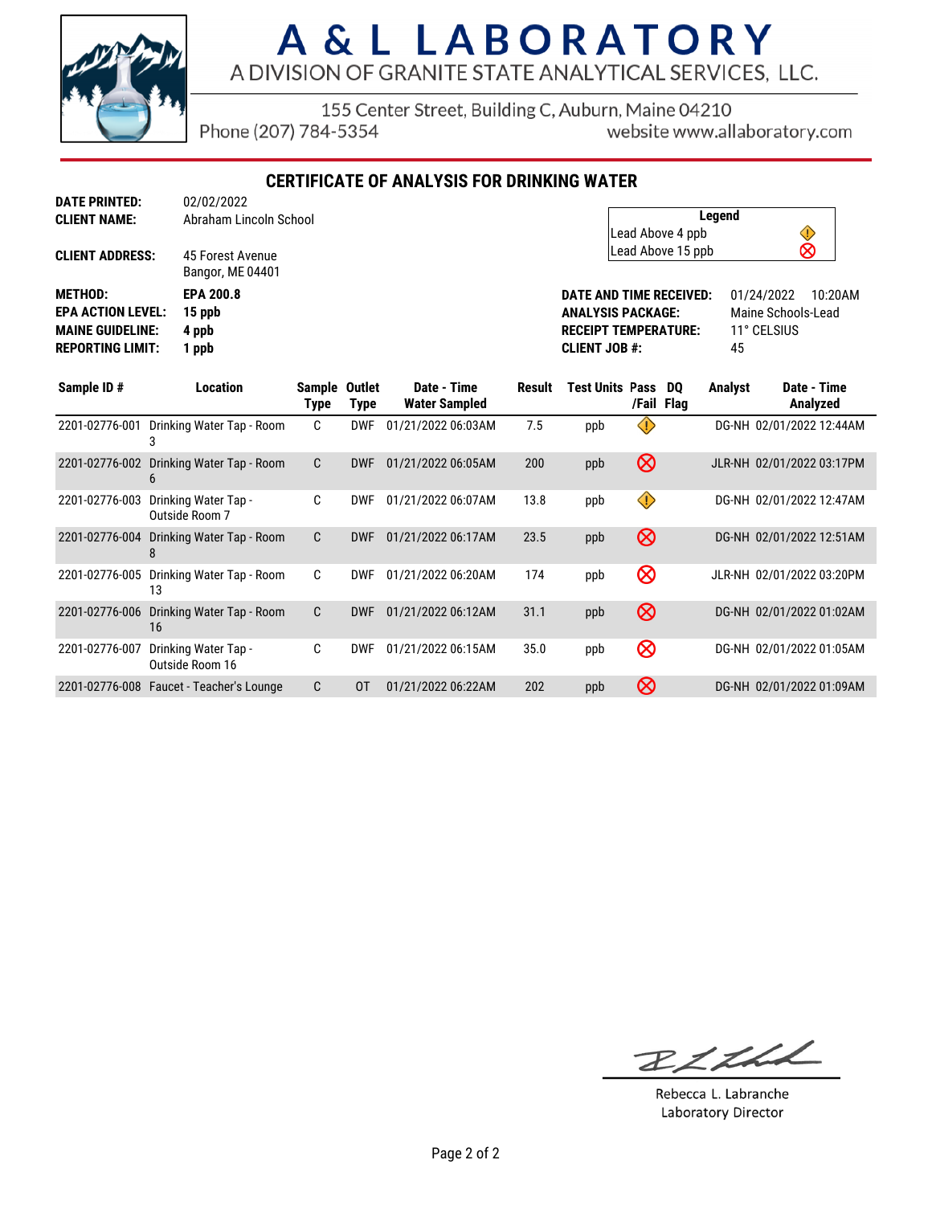# A & L LABORATORY

A DIVISION OF GRANITE STATE ANALYTICAL SERVICES, LLC.

155 Center Street, Building C, Auburn, Maine 04210
Phone (207) 784-5354 website www.allaboratory.com

## CERTIFICATE OF ANALYSIS FOR DRINKING WATER

**DATE PRINTED:** 02/02/2022
**CLIENT NAME:** Abraham Lincoln School
**CLIENT ADDRESS:** 45 Forest Avenue
Bangor, ME 04401

| Legend | |
|---|---|
| Lead Above 4 ppb | ⚠ |
| Lead Above 15 ppb | ⊗ |

**METHOD:** EPA 200.8
**EPA ACTION LEVEL:** 15 ppb
**MAINE GUIDELINE:** 4 ppb
**REPORTING LIMIT:** 1 ppb

**DATE AND TIME RECEIVED:** 01/24/2022 10:20AM
**ANALYSIS PACKAGE:** Maine Schools-Lead
**RECEIPT TEMPERATURE:** 11° CELSIUS
**CLIENT JOB #:** 45

| Sample ID # | Location | Sample Type | Outlet Type | Date - Time Water Sampled | Result | Test Units | Pass /Fail | DQ Flag | Analyst | Date - Time Analyzed |
|---|---|---|---|---|---|---|---|---|---|---|
| 2201-02776-001 | Drinking Water Tap - Room 3 | C | DWF | 01/21/2022 06:03AM | 7.5 | ppb | ⚠ | | DG-NH | 02/01/2022 12:44AM |
| 2201-02776-002 | Drinking Water Tap - Room 6 | C | DWF | 01/21/2022 06:05AM | 200 | ppb | ⊗ | | JLR-NH | 02/01/2022 03:17PM |
| 2201-02776-003 | Drinking Water Tap - Outside Room 7 | C | DWF | 01/21/2022 06:07AM | 13.8 | ppb | ⚠ | | DG-NH | 02/01/2022 12:47AM |
| 2201-02776-004 | Drinking Water Tap - Room 8 | C | DWF | 01/21/2022 06:17AM | 23.5 | ppb | ⊗ | | DG-NH | 02/01/2022 12:51AM |
| 2201-02776-005 | Drinking Water Tap - Room 13 | C | DWF | 01/21/2022 06:20AM | 174 | ppb | ⊗ | | JLR-NH | 02/01/2022 03:20PM |
| 2201-02776-006 | Drinking Water Tap - Room 16 | C | DWF | 01/21/2022 06:12AM | 31.1 | ppb | ⊗ | | DG-NH | 02/01/2022 01:02AM |
| 2201-02776-007 | Drinking Water Tap - Outside Room 16 | C | DWF | 01/21/2022 06:15AM | 35.0 | ppb | ⊗ | | DG-NH | 02/01/2022 01:05AM |
| 2201-02776-008 | Faucet - Teacher's Lounge | C | OT | 01/21/2022 06:22AM | 202 | ppb | ⊗ | | DG-NH | 02/01/2022 01:09AM |

Rebecca L. Labranche
Laboratory Director